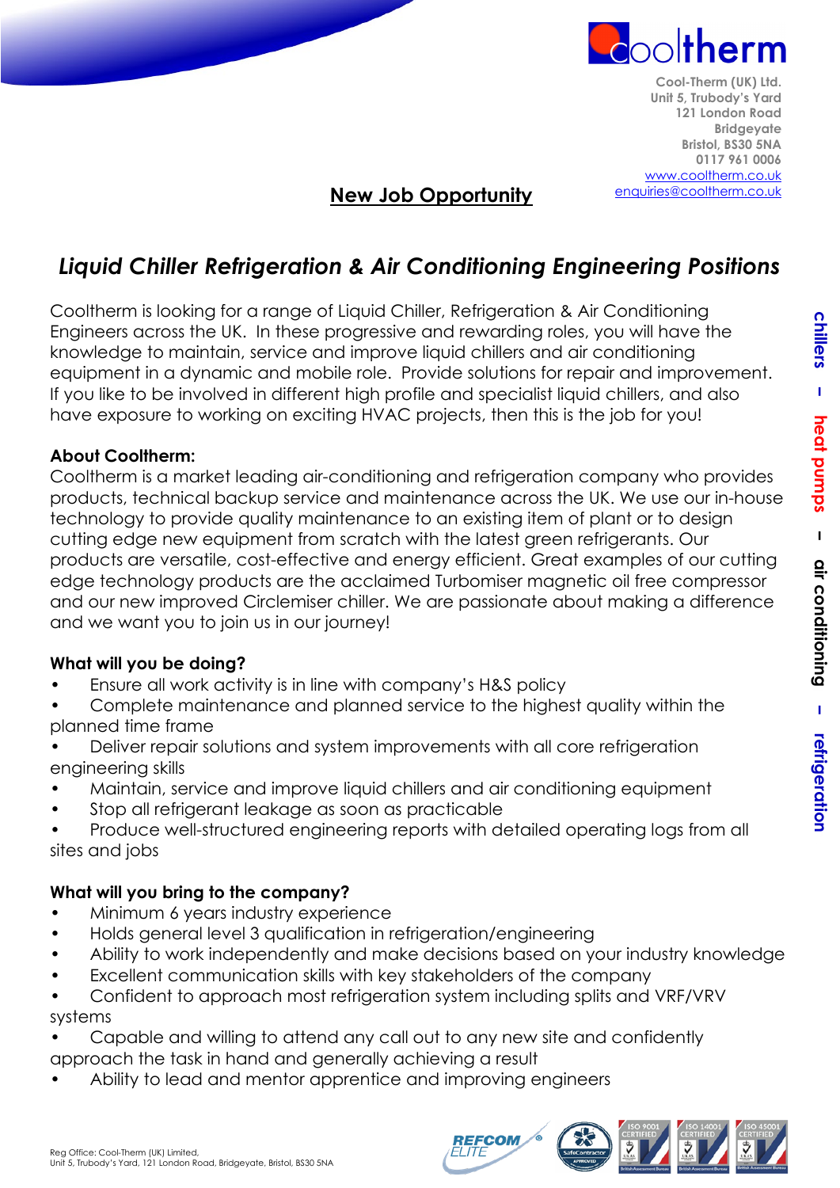Cool-Therm (UK) Ltd.
Unit 5, Trubody's Yard
121 London Road
Bridgeyate
Bristol, BS30 5NA
0117 961 0006
www.cooltherm.co.uk
enquiries@cooltherm.co.uk

**New Job Opportunity**

# *Liquid Chiller Refrigeration & Air Conditioning Engineering Positions*

Cooltherm is looking for a range of Liquid Chiller, Refrigeration & Air Conditioning Engineers across the UK. In these progressive and rewarding roles, you will have the knowledge to maintain, service and improve liquid chillers and air conditioning equipment in a dynamic and mobile role. Provide solutions for repair and improvement. If you like to be involved in different high profile and specialist liquid chillers, and also have exposure to working on exciting HVAC projects, then this is the job for you!

**About Cooltherm:**

Cooltherm is a market leading air-conditioning and refrigeration company who provides products, technical backup service and maintenance across the UK. We use our in-house technology to provide quality maintenance to an existing item of plant or to design cutting edge new equipment from scratch with the latest green refrigerants. Our products are versatile, cost-effective and energy efficient. Great examples of our cutting edge technology products are the acclaimed Turbomiser magnetic oil free compressor and our new improved Circlemiser chiller. We are passionate about making a difference and we want you to join us in our journey!

**What will you be doing?**

- Ensure all work activity is in line with company's H&S policy
- Complete maintenance and planned service to the highest quality within the planned time frame
- Deliver repair solutions and system improvements with all core refrigeration engineering skills
- Maintain, service and improve liquid chillers and air conditioning equipment
- Stop all refrigerant leakage as soon as practicable
- Produce well-structured engineering reports with detailed operating logs from all sites and jobs

**What will you bring to the company?**

- Minimum 6 years industry experience
- Holds general level 3 qualification in refrigeration/engineering
- Ability to work independently and make decisions based on your industry knowledge
- Excellent communication skills with key stakeholders of the company
- Confident to approach most refrigeration system including splits and VRF/VRV systems
- Capable and willing to attend any call out to any new site and confidently approach the task in hand and generally achieving a result
- Ability to lead and mentor apprentice and improving engineers

chillers – heat pumps – air conditioning – refrigeration

Reg Office: Cool-Therm (UK) Limited,
Unit 5, Trubody's Yard, 121 London Road, Bridgeyate, Bristol, BS30 5NA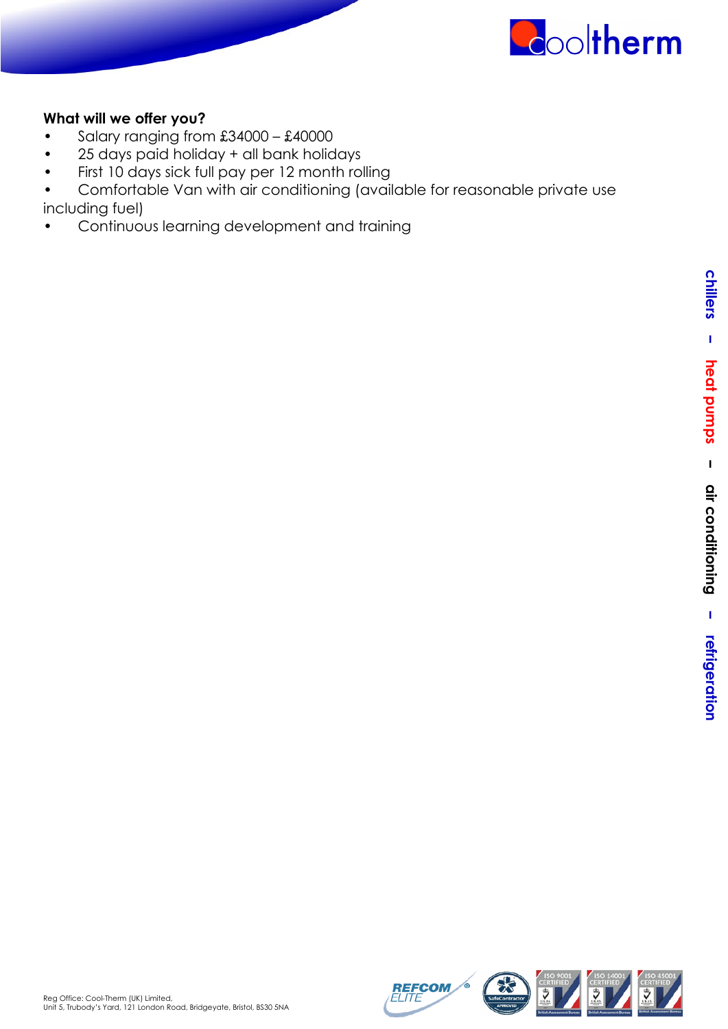**What will we offer you?**

- Salary ranging from £34000 – £40000
- 25 days paid holiday + all bank holidays
- First 10 days sick full pay per 12 month rolling
- Comfortable Van with air conditioning (available for reasonable private use including fuel)
- Continuous learning development and training